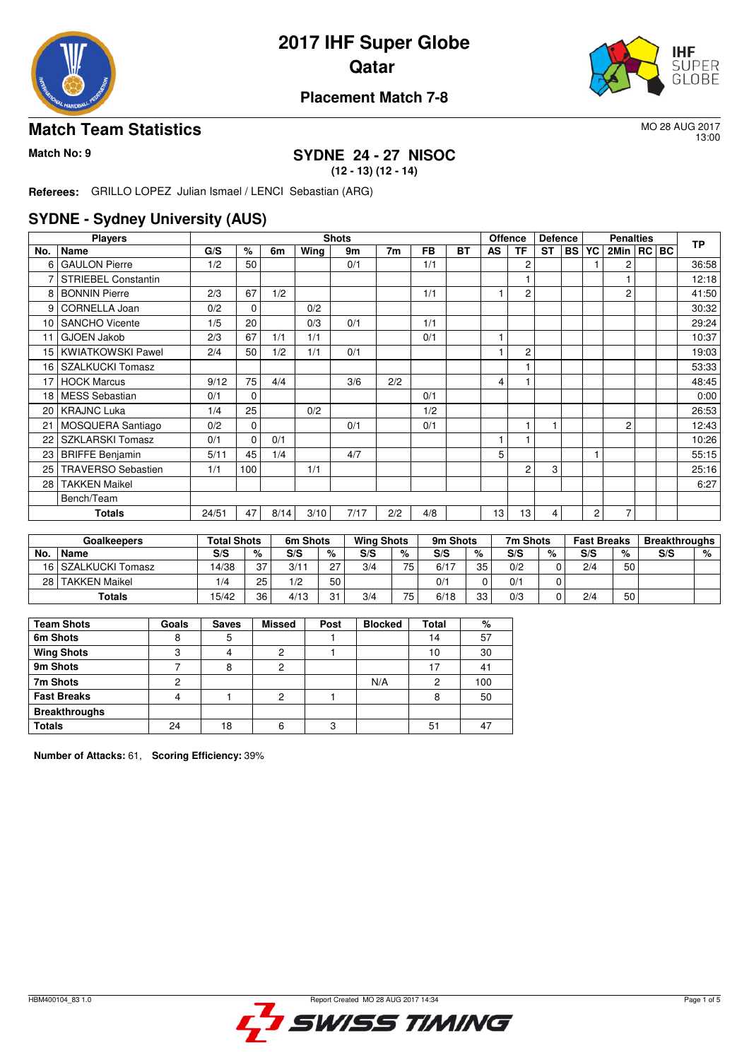# 2017 IHF Super Globe
# Qatar

### Placement Match 7-8

## Match Team Statistics

MO 28 AUG 2017
13:00

**Match No: 9**

### SYDNE 24 - 27 NISOC
**(12 - 13) (12 - 14)**

**Referees:** GRILLO LOPEZ Julian Ismael / LENCI Sebastian (ARG)

## SYDNE - Sydney University (AUS)

| Players | | Shots | | | | | | | | Offence | | Defence | | Penalties | | | | TP |
|---|---|---|---|---|---|---|---|---|---|---|---|---|---|---|---|---|---|---|
| No. | Name | G/S | % | 6m | Wing | 9m | 7m | FB | BT | AS | TF | ST | BS | YC | 2Min | RC | BC | |
| 6 | GAULON Pierre | 1/2 | 50 | | | 0/1 | | 1/1 | | | 2 | | | 1 | 2 | | | 36:58 |
| 7 | STRIEBEL Constantin | | | | | | | | | | 1 | | | | 1 | | | 12:18 |
| 8 | BONNIN Pierre | 2/3 | 67 | 1/2 | | | | 1/1 | | 1 | 2 | | | | 2 | | | 41:50 |
| 9 | CORNELLA Joan | 0/2 | 0 | | 0/2 | | | | | | | | | | | | | 30:32 |
| 10 | SANCHO Vicente | 1/5 | 20 | | 0/3 | 0/1 | | 1/1 | | | | | | | | | | 29:24 |
| 11 | GJOEN Jakob | 2/3 | 67 | 1/1 | 1/1 | | | 0/1 | | 1 | | | | | | | | 10:37 |
| 15 | KWIATKOWSKI Pawel | 2/4 | 50 | 1/2 | 1/1 | 0/1 | | | | 1 | 2 | | | | | | | 19:03 |
| 16 | SZALKUCKI Tomasz | | | | | | | | | | 1 | | | | | | | 53:33 |
| 17 | HOCK Marcus | 9/12 | 75 | 4/4 | | 3/6 | 2/2 | | | 4 | 1 | | | | | | | 48:45 |
| 18 | MESS Sebastian | 0/1 | 0 | | | | | 0/1 | | | | | | | | | | 0:00 |
| 20 | KRAJNC Luka | 1/4 | 25 | | 0/2 | | | 1/2 | | | | | | | | | | 26:53 |
| 21 | MOSQUERA Santiago | 0/2 | 0 | | | 0/1 | | 0/1 | | | 1 | 1 | | | 2 | | | 12:43 |
| 22 | SZKLARSKI Tomasz | 0/1 | 0 | 0/1 | | | | | | 1 | 1 | | | | | | | 10:26 |
| 23 | BRIFFE Benjamin | 5/11 | 45 | 1/4 | | 4/7 | | | | 5 | | | | 1 | | | | 55:15 |
| 25 | TRAVERSO Sebastien | 1/1 | 100 | | 1/1 | | | | | | 2 | 3 | | | | | | 25:16 |
| 28 | TAKKEN Maikel | | | | | | | | | | | | | | | | | 6:27 |
| | Bench/Team | | | | | | | | | | | | | | | | | |
| | **Totals** | 24/51 | 47 | 8/14 | 3/10 | 7/17 | 2/2 | 4/8 | | 13 | 13 | 4 | | 2 | 7 | | | |

| Goalkeepers | | Total Shots | | 6m Shots | | Wing Shots | | 9m Shots | | 7m Shots | | Fast Breaks | | Breakthroughs | |
|---|---|---|---|---|---|---|---|---|---|---|---|---|---|---|---|
| No. | Name | S/S | % | S/S | % | S/S | % | S/S | % | S/S | % | S/S | % | S/S | % |
| 16 | SZALKUCKI Tomasz | 14/38 | 37 | 3/11 | 27 | 3/4 | 75 | 6/17 | 35 | 0/2 | 0 | 2/4 | 50 | | |
| 28 | TAKKEN Maikel | 1/4 | 25 | 1/2 | 50 | | | 0/1 | 0 | 0/1 | 0 | | | | |
| | **Totals** | 15/42 | 36 | 4/13 | 31 | 3/4 | 75 | 6/18 | 33 | 0/3 | 0 | 2/4 | 50 | | |

| Team Shots | Goals | Saves | Missed | Post | Blocked | Total | % |
|---|---|---|---|---|---|---|---|
| **6m Shots** | 8 | 5 | | 1 | | 14 | 57 |
| **Wing Shots** | 3 | 4 | 2 | 1 | | 10 | 30 |
| **9m Shots** | 7 | 8 | 2 | | | 17 | 41 |
| **7m Shots** | 2 | | | | N/A | 2 | 100 |
| **Fast Breaks** | 4 | 1 | 2 | 1 | | 8 | 50 |
| **Breakthroughs** | | | | | | | |
| **Totals** | 24 | 18 | 6 | 3 | | 51 | 47 |

**Number of Attacks:** 61, **Scoring Efficiency:** 39%

HBM400104_83 1.0 Report Created MO 28 AUG 2017 14:34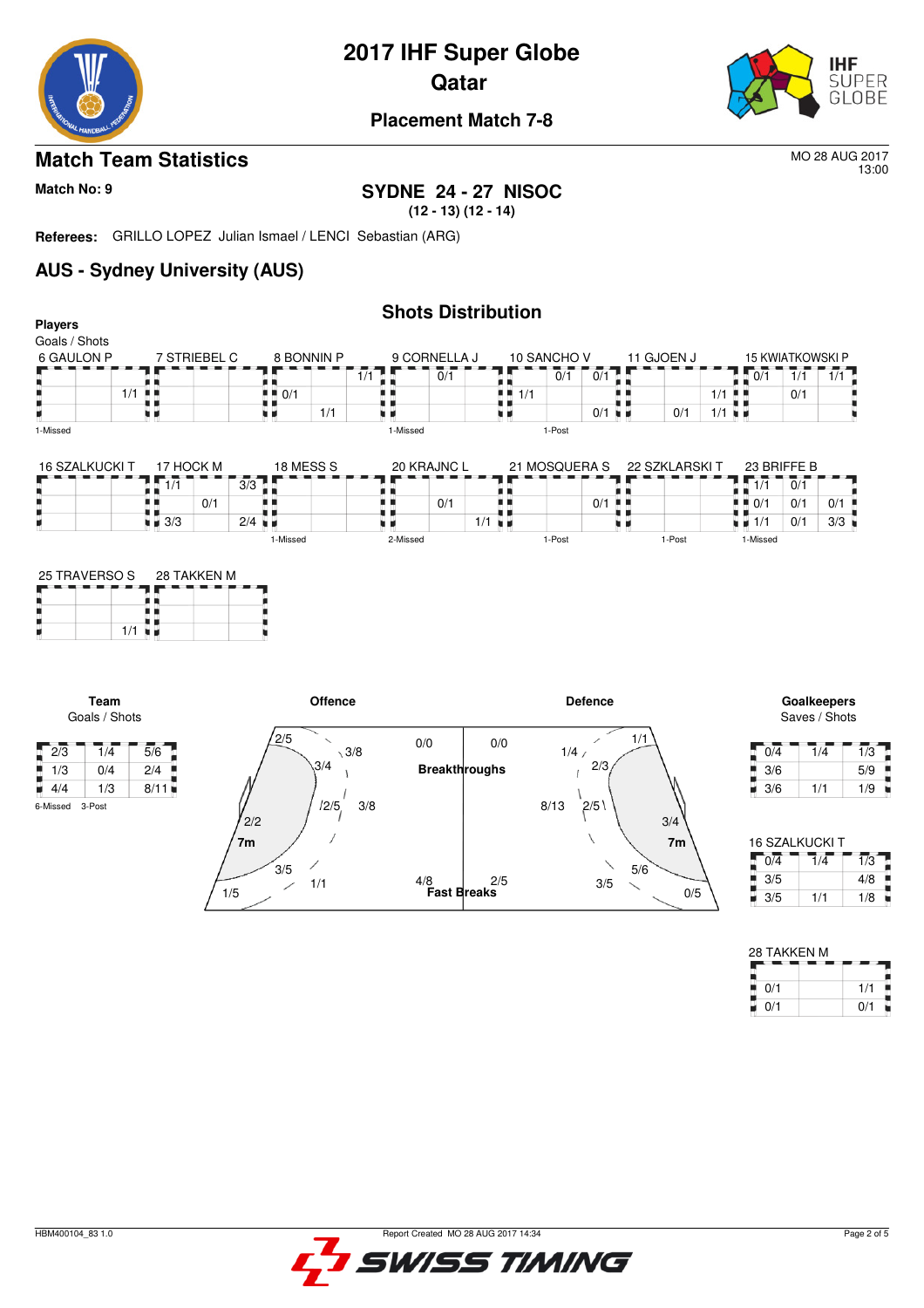# 2017 IHF Super Globe
# Qatar

### Placement Match 7-8

## Match Team Statistics

MO 28 AUG 2017
13:00

**Match No: 9**

**SYDNE 24 - 27 NISOC**
**(12 - 13) (12 - 14)**

**Referees:** GRILLO LOPEZ Julian Ismael / LENCI Sebastian (ARG)

## AUS - Sydney University (AUS)

### Shots Distribution

**Players**
Goals / Shots

**6 GAULON P**

| | | |
|---|---|---|
| | | |
| | | 1/1 |
| | | |

1-Missed

**7 STRIEBEL C**

| | | |
|---|---|---|
| | | |
| | | |
| | | |

**8 BONNIN P**

| | | |
|---|---|---|
| | | 1/1 |
| 0/1 | | |
| | 1/1 | |

**9 CORNELLA J**

| | | |
|---|---|---|
| | 0/1 | |
| | | |
| | | |

1-Missed

**10 SANCHO V**

| | | |
|---|---|---|
| | 0/1 | 0/1 |
| 1/1 | | |
| | | 0/1 |

1-Post

**11 GJOEN J**

| | | |
|---|---|---|
| | | |
| | | 1/1 |
| | 0/1 | 1/1 |

**15 KWIATKOWSKI P**

| | | |
|---|---|---|
| 0/1 | 1/1 | 1/1 |
| | 0/1 | |
| | | |

**16 SZALKUCKI T**

| | | |
|---|---|---|
| | | |
| | | |
| | | |

**17 HOCK M**

| | | |
|---|---|---|
| 1/1 | | 3/3 |
| | 0/1 | |
| 3/3 | | 2/4 |

**18 MESS S**

| | | |
|---|---|---|
| | | |
| | | |
| | | |

1-Missed

**20 KRAJNC L**

| | | |
|---|---|---|
| | | |
| | 0/1 | |
| | | 1/1 |

2-Missed

**21 MOSQUERA S**

| | | |
|---|---|---|
| | | |
| | | 0/1 |
| | | |

1-Post

**22 SZKLARSKI T**

| | | |
|---|---|---|
| | | |
| | | |
| | | |

1-Post

**23 BRIFFE B**

| | | |
|---|---|---|
| 1/1 | 0/1 | |
| 0/1 | 0/1 | 0/1 |
| 1/1 | 0/1 | 3/3 |

1-Missed

**25 TRAVERSO S**

| | | |
|---|---|---|
| | | |
| | | |
| | | 1/1 |

**28 TAKKEN M**

| | | |
|---|---|---|
| | | |
| | | |
| | | |

**Team**
Goals / Shots

| | | |
|---|---|---|
| 2/3 | 1/4 | 5/6 |
| 1/3 | 0/4 | 2/4 |
| 4/4 | 1/3 | 8/11 |

6-Missed 3-Post

**Offence**

| Position | Goals / Shots |
|---|---|
| Left Wing | 2/5 |
| Left Back (9m) | 3/4 |
| Centre Back (9m) | 3/8 |
| Centre (9m) | 2/5 |
| Centre 6m | 3/8 |
| 7m | 2/2 |
| Left 6m | 3/5 |
| Right Wing | 1/5 |
| Pivot | 1/1 |
| Breakthroughs | 0/0 |
| Fast Breaks | 4/8 |

**Defence**

| Position | Goals / Shots |
|---|---|
| Left Wing | 1/1 |
| Left Back (9m) | 2/3 |
| Centre Back (9m) | 1/4 |
| Centre (9m) | 2/5 |
| Centre 6m | 8/13 |
| 7m | 3/4 |
| Right 6m | 5/6 |
| Right Wing | 0/5 |
| Pivot | 3/5 |
| Breakthroughs | 0/0 |
| Fast Breaks | 2/5 |

**Goalkeepers**
Saves / Shots

| | | |
|---|---|---|
| 0/4 | 1/4 | 1/3 |
| 3/6 | | 5/9 |
| 3/6 | 1/1 | 1/9 |

**16 SZALKUCKI T**

| | | |
|---|---|---|
| 0/4 | 1/4 | 1/3 |
| 3/5 | | 4/8 |
| 3/5 | 1/1 | 1/8 |

**28 TAKKEN M**

| | | |
|---|---|---|
| | | |
| 0/1 | | 1/1 |
| 0/1 | | 0/1 |

HBM400104_83 1.0 Report Created MO 28 AUG 2017 14:34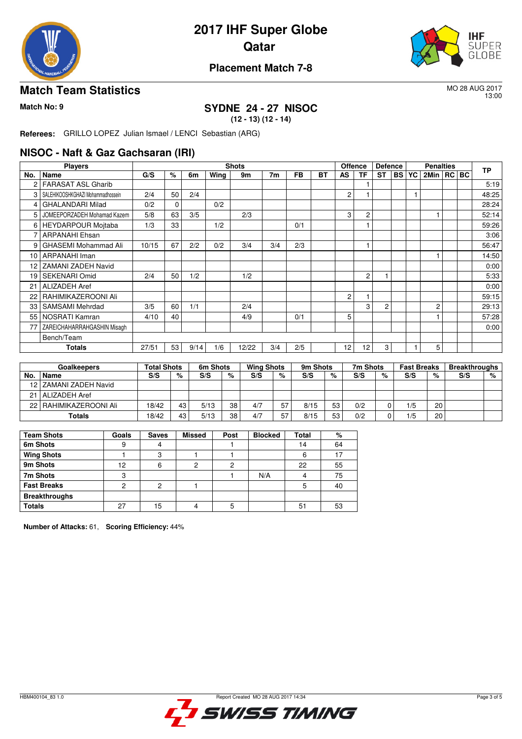# 2017 IHF Super Globe
## Qatar

### Placement Match 7-8

## Match Team Statistics

MO 28 AUG 2017
13:00

**Match No: 9**

### SYDNE 24 - 27 NISOC
**(12 - 13) (12 - 14)**

**Referees:** GRILLO LOPEZ Julian Ismael / LENCI Sebastian (ARG)

## NISOC - Naft & Gaz Gachsaran (IRI)

| Players | | Shots | | | | | | | | Offence | | Defence | | Penalties | | | | TP |
|---|---|---|---|---|---|---|---|---|---|---|---|---|---|---|---|---|---|---|
| No. | Name | G/S | % | 6m | Wing | 9m | 7m | FB | BT | AS | TF | ST | BS | YC | 2Min | RC | BC | |
| 2 | FARASAT ASL Gharib | | | | | | | | | | 1 | | | | | | | 5:19 |
| 3 | SALEHIKOOSHKGHAZI Mohammadhossein | 2/4 | 50 | 2/4 | | | | | | 2 | 1 | | | 1 | | | | 48:25 |
| 4 | GHALANDARI Milad | 0/2 | 0 | | 0/2 | | | | | | | | | | | | | 28:24 |
| 5 | JOMEEPORZADEH Mohamad Kazem | 5/8 | 63 | 3/5 | | 2/3 | | | | 3 | 2 | | | | 1 | | | 52:14 |
| 6 | HEYDARPOUR Mojtaba | 1/3 | 33 | | 1/2 | | | 0/1 | | | 1 | | | | | | | 59:26 |
| 7 | ARPANAHI Ehsan | | | | | | | | | | | | | | | | | 3:06 |
| 9 | GHASEMI Mohammad Ali | 10/15 | 67 | 2/2 | 0/2 | 3/4 | 3/4 | 2/3 | | | 1 | | | | | | | 56:47 |
| 10 | ARPANAHI Iman | | | | | | | | | | | | | | 1 | | | 14:50 |
| 12 | ZAMANI ZADEH Navid | | | | | | | | | | | | | | | | | 0:00 |
| 19 | SEKENARI Omid | 2/4 | 50 | 1/2 | | 1/2 | | | | | 2 | 1 | | | | | | 5:33 |
| 21 | ALIZADEH Aref | | | | | | | | | | | | | | | | | 0:00 |
| 22 | RAHIMIKAZEROONI Ali | | | | | | | | | 2 | 1 | | | | | | | 59:15 |
| 33 | SAMSAMI Mehrdad | 3/5 | 60 | 1/1 | | 2/4 | | | | | 3 | 2 | | | 2 | | | 29:13 |
| 55 | NOSRATI Kamran | 4/10 | 40 | | | 4/9 | | 0/1 | | 5 | | | | | 1 | | | 57:28 |
| 77 | ZAREICHAHARRAHGASHIN Misagh | | | | | | | | | | | | | | | | | 0:00 |
| | Bench/Team | | | | | | | | | | | | | | | | | |
| | **Totals** | 27/51 | 53 | 9/14 | 1/6 | 12/22 | 3/4 | 2/5 | | 12 | 12 | 3 | | 1 | 5 | | | |

| Goalkeepers | | Total Shots | | 6m Shots | | Wing Shots | | 9m Shots | | 7m Shots | | Fast Breaks | | Breakthroughs | |
|---|---|---|---|---|---|---|---|---|---|---|---|---|---|---|---|
| No. | Name | S/S | % | S/S | % | S/S | % | S/S | % | S/S | % | S/S | % | S/S | % |
| 12 | ZAMANI ZADEH Navid | | | | | | | | | | | | | | |
| 21 | ALIZADEH Aref | | | | | | | | | | | | | | |
| 22 | RAHIMIKAZEROONI Ali | 18/42 | 43 | 5/13 | 38 | 4/7 | 57 | 8/15 | 53 | 0/2 | 0 | 1/5 | 20 | | |
| | **Totals** | 18/42 | 43 | 5/13 | 38 | 4/7 | 57 | 8/15 | 53 | 0/2 | 0 | 1/5 | 20 | | |

| Team Shots | Goals | Saves | Missed | Post | Blocked | Total | % |
|---|---|---|---|---|---|---|---|
| 6m Shots | 9 | 4 | | 1 | | 14 | 64 |
| Wing Shots | 1 | 3 | 1 | 1 | | 6 | 17 |
| 9m Shots | 12 | 6 | 2 | 2 | | 22 | 55 |
| 7m Shots | 3 | | | 1 | N/A | 4 | 75 |
| Fast Breaks | 2 | 2 | 1 | | | 5 | 40 |
| Breakthroughs | | | | | | | |
| Totals | 27 | 15 | 4 | 5 | | 51 | 53 |

**Number of Attacks:** 61, **Scoring Efficiency:** 44%

HBM400104_83 1.0 Report Created MO 28 AUG 2017 14:34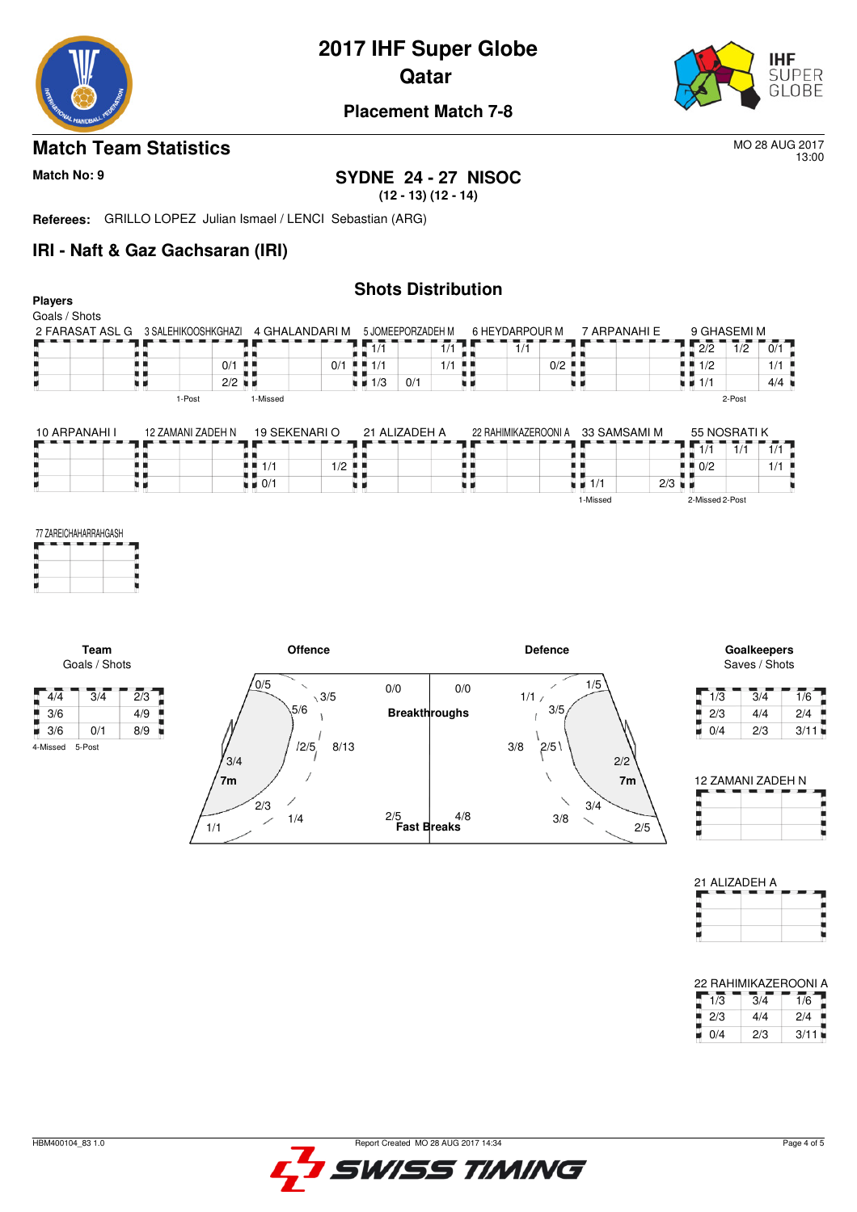# 2017 IHF Super Globe
## Qatar
### Placement Match 7-8

## Match Team Statistics

MO 28 AUG 2017
13:00

**Match No: 9**

**SYDNE 24 - 27 NISOC**
**(12 - 13) (12 - 14)**

**Referees:** GRILLO LOPEZ Julian Ismael / LENCI Sebastian (ARG)

## IRI - Naft & Gaz Gachsaran (IRI)

### Shots Distribution

**Players**
Goals / Shots

**2 FARASAT ASL G**

| | | |
|---|---|---|
| | | |
| | | |
| | | |

**3 SALEHIKOOSHKGHAZI**

| | | |
|---|---|---|
| | | |
| | | 0/1 |
| | | 2/2 |

1-Post

**4 GHALANDARI M**

| | | |
|---|---|---|
| | | |
| | | 0/1 |
| | | |

1-Missed

**5 JOMEEPORZADEH M**

| | | |
|---|---|---|
| 1/1 | | 1/1 |
| 1/1 | | 1/1 |
| 1/3 | 0/1 | |

**6 HEYDARPOUR M**

| | | |
|---|---|---|
| | 1/1 | |
| | | 0/2 |
| | | |

**7 ARPANAHI E**

| | | |
|---|---|---|
| | | |
| | | |
| | | |

**9 GHASEMI M**

| | | |
|---|---|---|
| 2/2 | 1/2 | 0/1 |
| 1/2 | | 1/1 |
| 1/1 | | 4/4 |

2-Post

**10 ARPANAHI I**

| | | |
|---|---|---|
| | | |
| | | |
| | | |

**12 ZAMANI ZADEH N**

| | | |
|---|---|---|
| | | |
| | | |
| | | |

**19 SEKENARI O**

| | | |
|---|---|---|
| | | |
| 1/1 | | 1/2 |
| 0/1 | | |

**21 ALIZADEH A**

| | | |
|---|---|---|
| | | |
| | | |
| | | |

**22 RAHIMIKAZEROONI A**

| | | |
|---|---|---|
| | | |
| | | |
| | | |

**33 SAMSAMI M**

| | | |
|---|---|---|
| | | |
| | | |
| 1/1 | | 2/3 |

1-Missed

**55 NOSRATI K**

| | | |
|---|---|---|
| 1/1 | 1/1 | 1/1 |
| 0/2 | | 1/1 |
| | | |

2-Missed 2-Post

**77 ZAREICHAHARRAHGASH**

| | | |
|---|---|---|
| | | |
| | | |
| | | |

**Team**
Goals / Shots

| | | |
|---|---|---|
| 4/4 | 3/4 | 2/3 |
| 3/6 | | 4/9 |
| 3/6 | 0/1 | 8/9 |

4-Missed 5-Post

**Offence**

- 0/5, 3/5, 5/6, /2/5, 8/13, 3/4, 7m, 2/3, 1/4, 1/1

**Breakthroughs:** 0/0 (Offence), 0/0 (Defence)

**Fast Breaks:** 2/5 (Offence), 4/8 (Defence)

**Defence**

- 1/1, 1/5, 3/5, 3/8, 2/5, 2/2, 7m, 3/4, 3/8, 2/5

**Goalkeepers**
Saves / Shots

| | | |
|---|---|---|
| 1/3 | 3/4 | 1/6 |
| 2/3 | 4/4 | 2/4 |
| 0/4 | 2/3 | 3/11 |

**12 ZAMANI ZADEH N**

| | | |
|---|---|---|
| | | |
| | | |
| | | |

**21 ALIZADEH A**

| | | |
|---|---|---|
| | | |
| | | |
| | | |

**22 RAHIMIKAZEROONI A**

| | | |
|---|---|---|
| 1/3 | 3/4 | 1/6 |
| 2/3 | 4/4 | 2/4 |
| 0/4 | 2/3 | 3/11 |

HBM400104_83 1.0 — Report Created MO 28 AUG 2017 14:34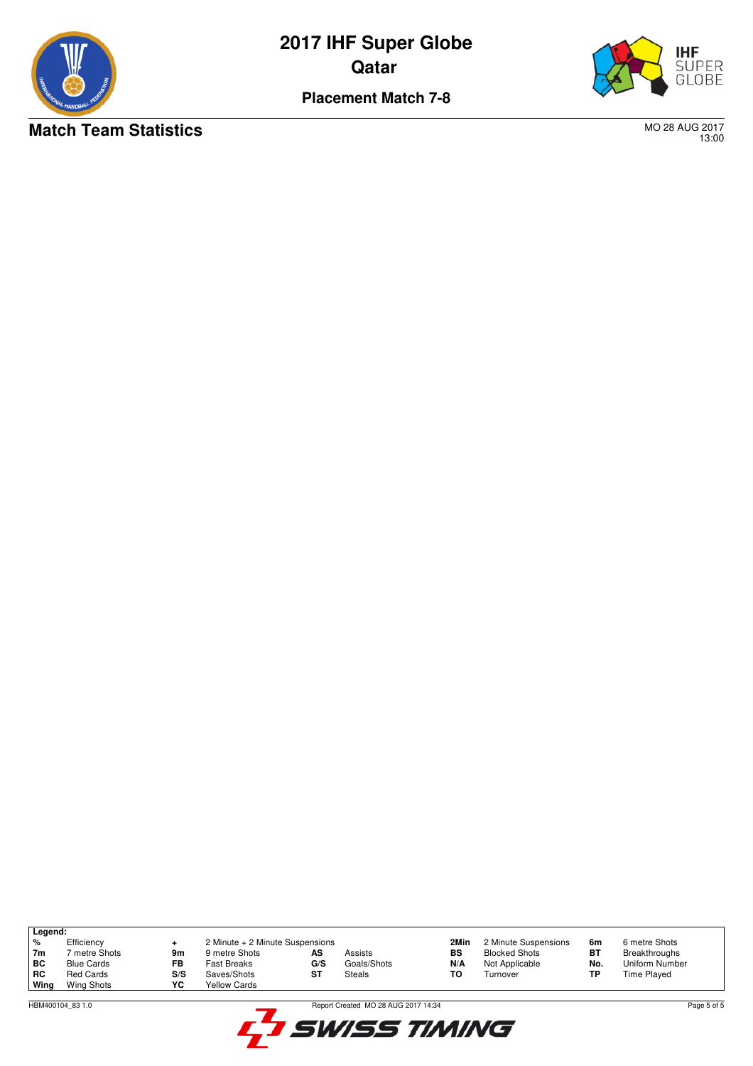# 2017 IHF Super Globe

## Qatar

### Placement Match 7-8

## Match Team Statistics

MO 28 AUG 2017
13:00

| Legend: | | | | | | | | | | | |
|---|---|---|---|---|---|---|---|---|---|---|---|
| % | Efficiency | + | 2 Minute + 2 Minute Suspensions | | | 2Min | 2 Minute Suspensions | 6m | 6 metre Shots | | |
| 7m | 7 metre Shots | 9m | 9 metre Shots | AS | Assists | BS | Blocked Shots | BT | Breakthroughs | | |
| BC | Blue Cards | FB | Fast Breaks | G/S | Goals/Shots | N/A | Not Applicable | No. | Uniform Number | | |
| RC | Red Cards | S/S | Saves/Shots | ST | Steals | TO | Turnover | TP | Time Played | | |
| Wing | Wing Shots | YC | Yellow Cards | | | | | | | | |

HBM400104_83 1.0

Report Created MO 28 AUG 2017 14:34